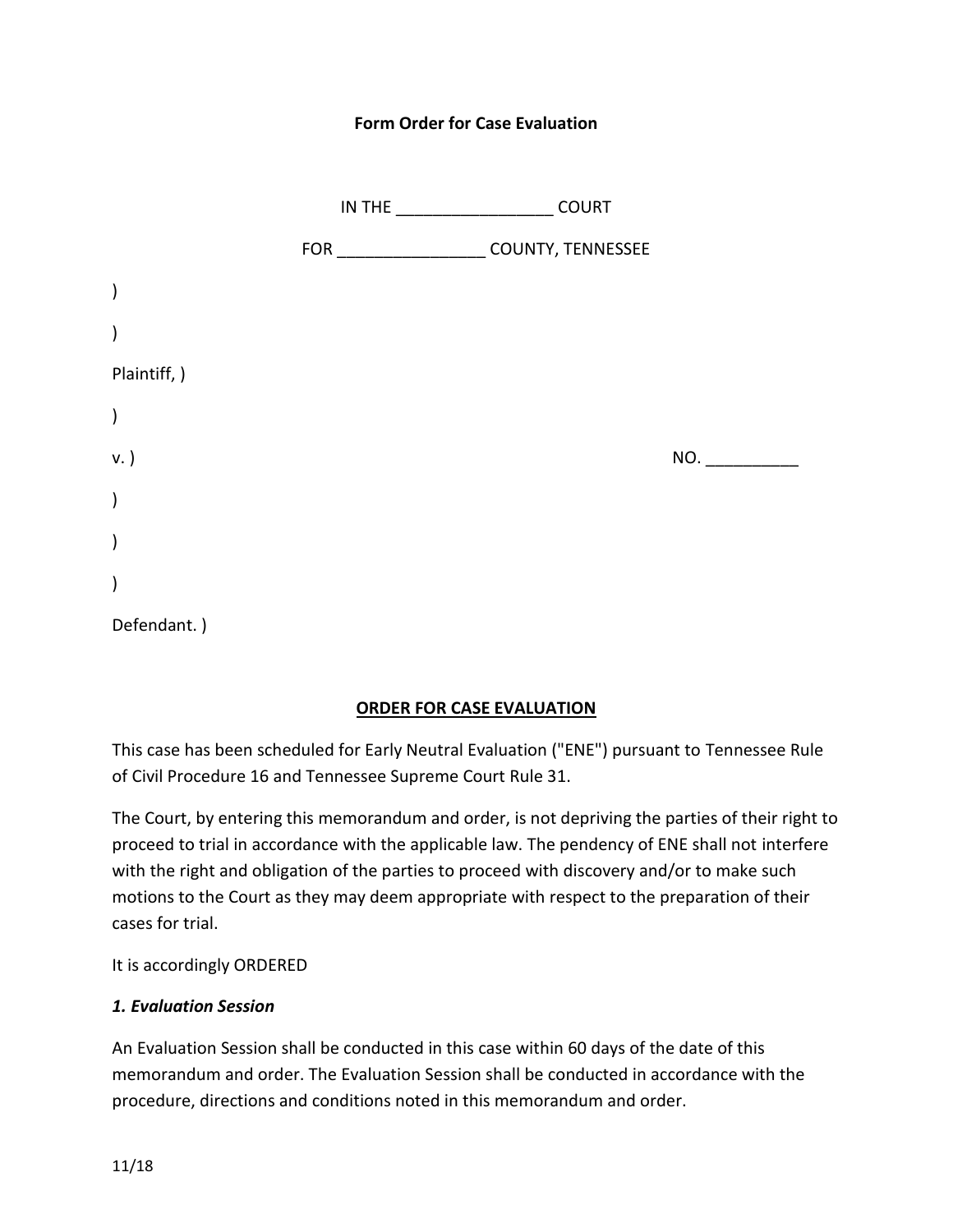**Form Order for Case Evaluation**

IN THE _________________ COURT

FOR ________________ COUNTY, TENNESSEE

)

)

Plaintiff, )

)

v. ) NO. __________

)

)

)

Defendant. )

**ORDER FOR CASE EVALUATION**

This case has been scheduled for Early Neutral Evaluation ("ENE") pursuant to Tennessee Rule of Civil Procedure 16 and Tennessee Supreme Court Rule 31.

The Court, by entering this memorandum and order, is not depriving the parties of their right to proceed to trial in accordance with the applicable law. The pendency of ENE shall not interfere with the right and obligation of the parties to proceed with discovery and/or to make such motions to the Court as they may deem appropriate with respect to the preparation of their cases for trial.

It is accordingly ORDERED

***1. Evaluation Session***

An Evaluation Session shall be conducted in this case within 60 days of the date of this memorandum and order. The Evaluation Session shall be conducted in accordance with the procedure, directions and conditions noted in this memorandum and order.

11/18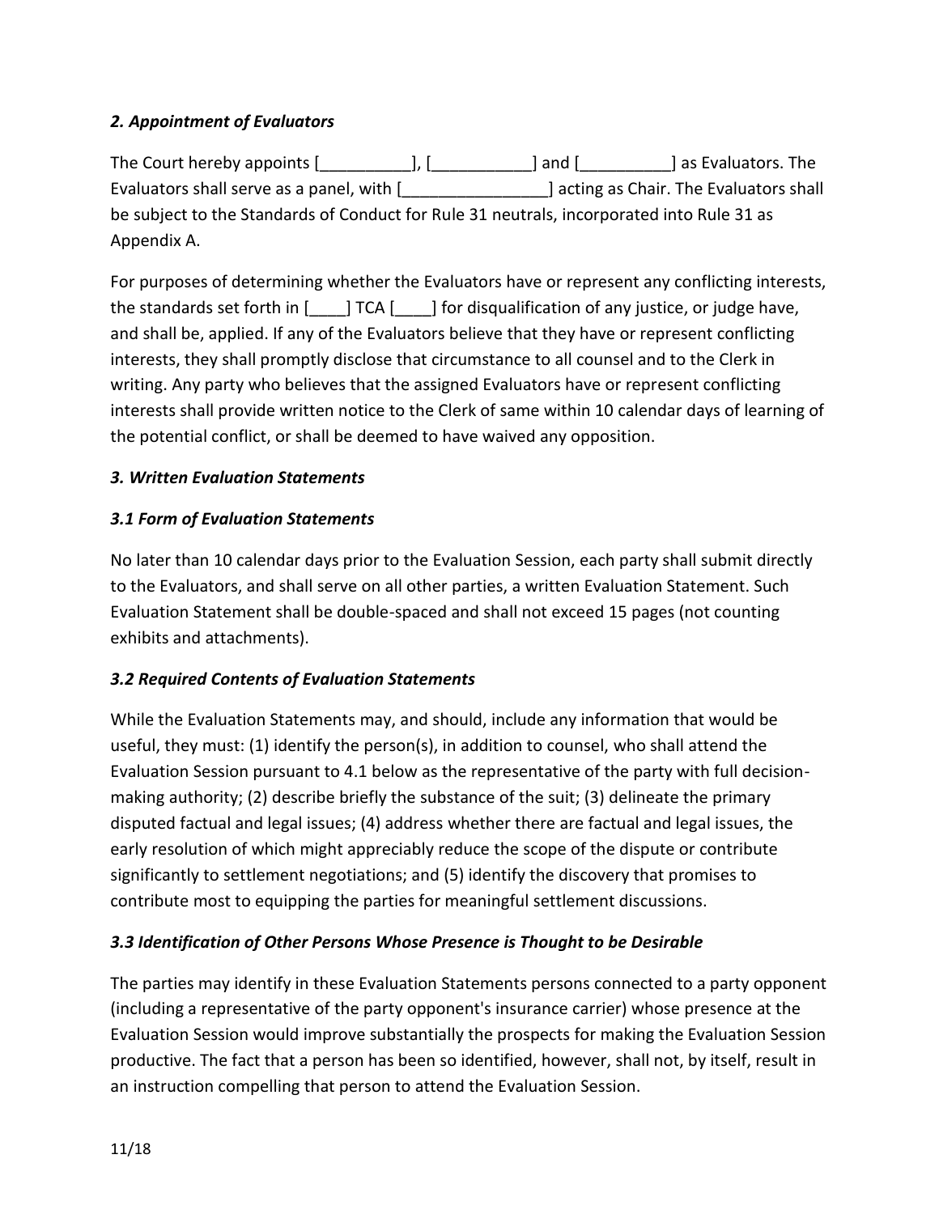### *2. Appointment of Evaluators*

The Court hereby appoints [__________], [___________] and [__________] as Evaluators. The Evaluators shall serve as a panel, with [________________] acting as Chair. The Evaluators shall be subject to the Standards of Conduct for Rule 31 neutrals, incorporated into Rule 31 as Appendix A.

For purposes of determining whether the Evaluators have or represent any conflicting interests, the standards set forth in [____] TCA [____] for disqualification of any justice, or judge have, and shall be, applied. If any of the Evaluators believe that they have or represent conflicting interests, they shall promptly disclose that circumstance to all counsel and to the Clerk in writing. Any party who believes that the assigned Evaluators have or represent conflicting interests shall provide written notice to the Clerk of same within 10 calendar days of learning of the potential conflict, or shall be deemed to have waived any opposition.

### *3. Written Evaluation Statements*

### *3.1 Form of Evaluation Statements*

No later than 10 calendar days prior to the Evaluation Session, each party shall submit directly to the Evaluators, and shall serve on all other parties, a written Evaluation Statement. Such Evaluation Statement shall be double-spaced and shall not exceed 15 pages (not counting exhibits and attachments).

### *3.2 Required Contents of Evaluation Statements*

While the Evaluation Statements may, and should, include any information that would be useful, they must: (1) identify the person(s), in addition to counsel, who shall attend the Evaluation Session pursuant to 4.1 below as the representative of the party with full decision-making authority; (2) describe briefly the substance of the suit; (3) delineate the primary disputed factual and legal issues; (4) address whether there are factual and legal issues, the early resolution of which might appreciably reduce the scope of the dispute or contribute significantly to settlement negotiations; and (5) identify the discovery that promises to contribute most to equipping the parties for meaningful settlement discussions.

### *3.3 Identification of Other Persons Whose Presence is Thought to be Desirable*

The parties may identify in these Evaluation Statements persons connected to a party opponent (including a representative of the party opponent's insurance carrier) whose presence at the Evaluation Session would improve substantially the prospects for making the Evaluation Session productive. The fact that a person has been so identified, however, shall not, by itself, result in an instruction compelling that person to attend the Evaluation Session.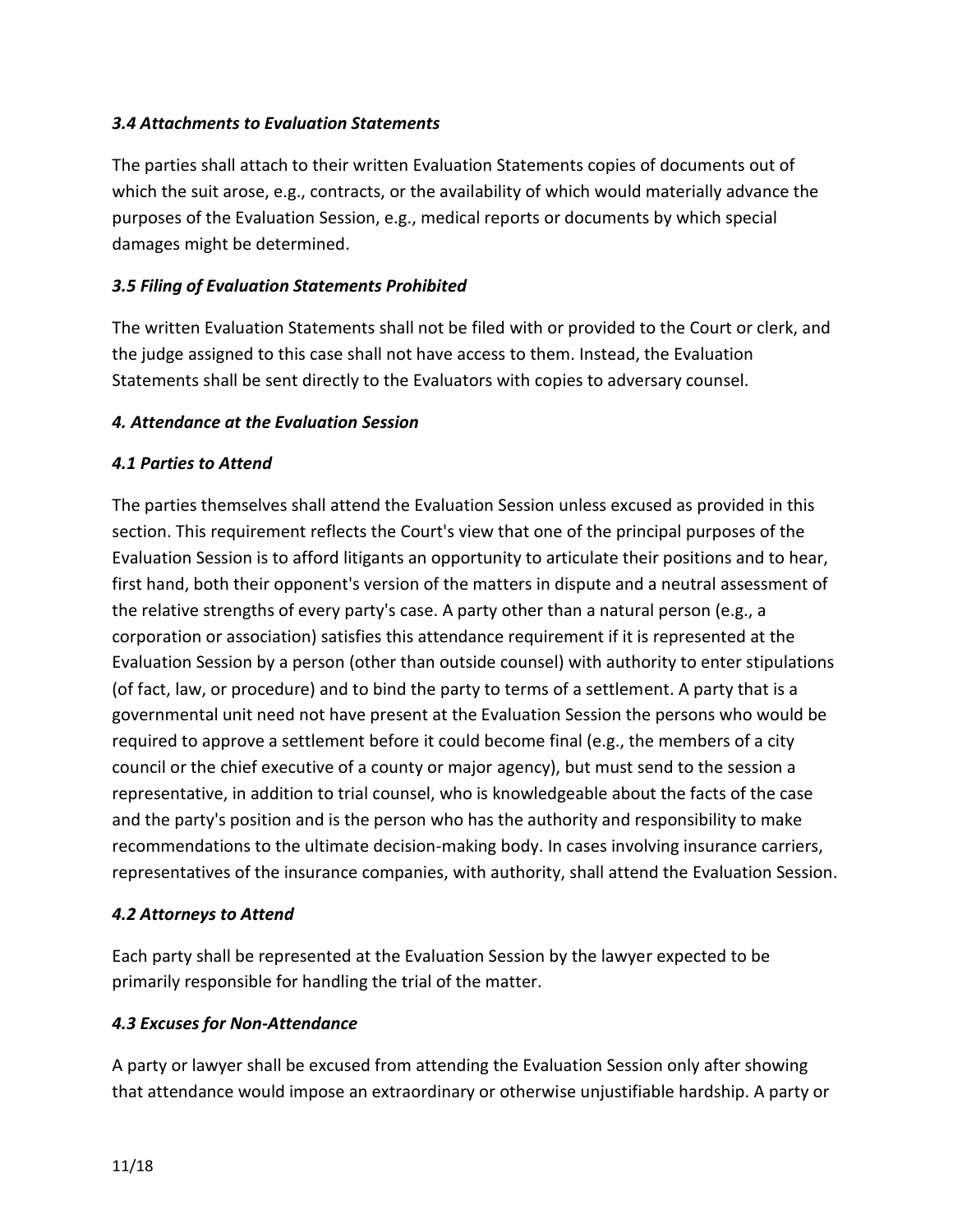### *3.4 Attachments to Evaluation Statements*

The parties shall attach to their written Evaluation Statements copies of documents out of which the suit arose, e.g., contracts, or the availability of which would materially advance the purposes of the Evaluation Session, e.g., medical reports or documents by which special damages might be determined.

### *3.5 Filing of Evaluation Statements Prohibited*

The written Evaluation Statements shall not be filed with or provided to the Court or clerk, and the judge assigned to this case shall not have access to them. Instead, the Evaluation Statements shall be sent directly to the Evaluators with copies to adversary counsel.

## *4. Attendance at the Evaluation Session*

### *4.1 Parties to Attend*

The parties themselves shall attend the Evaluation Session unless excused as provided in this section. This requirement reflects the Court's view that one of the principal purposes of the Evaluation Session is to afford litigants an opportunity to articulate their positions and to hear, first hand, both their opponent's version of the matters in dispute and a neutral assessment of the relative strengths of every party's case. A party other than a natural person (e.g., a corporation or association) satisfies this attendance requirement if it is represented at the Evaluation Session by a person (other than outside counsel) with authority to enter stipulations (of fact, law, or procedure) and to bind the party to terms of a settlement. A party that is a governmental unit need not have present at the Evaluation Session the persons who would be required to approve a settlement before it could become final (e.g., the members of a city council or the chief executive of a county or major agency), but must send to the session a representative, in addition to trial counsel, who is knowledgeable about the facts of the case and the party's position and is the person who has the authority and responsibility to make recommendations to the ultimate decision-making body. In cases involving insurance carriers, representatives of the insurance companies, with authority, shall attend the Evaluation Session.

### *4.2 Attorneys to Attend*

Each party shall be represented at the Evaluation Session by the lawyer expected to be primarily responsible for handling the trial of the matter.

### *4.3 Excuses for Non-Attendance*

A party or lawyer shall be excused from attending the Evaluation Session only after showing that attendance would impose an extraordinary or otherwise unjustifiable hardship. A party or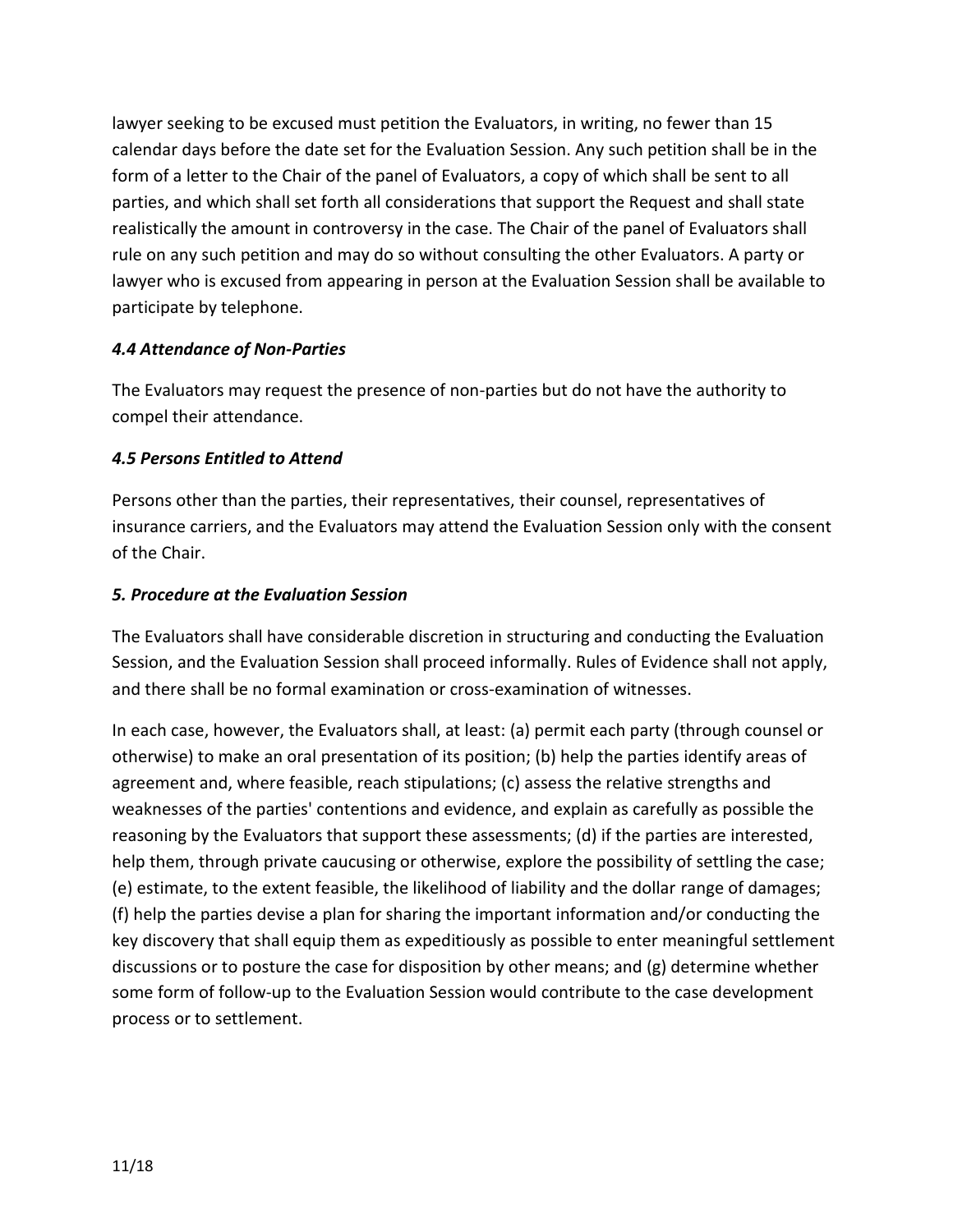lawyer seeking to be excused must petition the Evaluators, in writing, no fewer than 15 calendar days before the date set for the Evaluation Session. Any such petition shall be in the form of a letter to the Chair of the panel of Evaluators, a copy of which shall be sent to all parties, and which shall set forth all considerations that support the Request and shall state realistically the amount in controversy in the case. The Chair of the panel of Evaluators shall rule on any such petition and may do so without consulting the other Evaluators. A party or lawyer who is excused from appearing in person at the Evaluation Session shall be available to participate by telephone.

### *4.4 Attendance of Non-Parties*

The Evaluators may request the presence of non-parties but do not have the authority to compel their attendance.

### *4.5 Persons Entitled to Attend*

Persons other than the parties, their representatives, their counsel, representatives of insurance carriers, and the Evaluators may attend the Evaluation Session only with the consent of the Chair.

## *5. Procedure at the Evaluation Session*

The Evaluators shall have considerable discretion in structuring and conducting the Evaluation Session, and the Evaluation Session shall proceed informally. Rules of Evidence shall not apply, and there shall be no formal examination or cross-examination of witnesses.

In each case, however, the Evaluators shall, at least: (a) permit each party (through counsel or otherwise) to make an oral presentation of its position; (b) help the parties identify areas of agreement and, where feasible, reach stipulations; (c) assess the relative strengths and weaknesses of the parties' contentions and evidence, and explain as carefully as possible the reasoning by the Evaluators that support these assessments; (d) if the parties are interested, help them, through private caucusing or otherwise, explore the possibility of settling the case; (e) estimate, to the extent feasible, the likelihood of liability and the dollar range of damages; (f) help the parties devise a plan for sharing the important information and/or conducting the key discovery that shall equip them as expeditiously as possible to enter meaningful settlement discussions or to posture the case for disposition by other means; and (g) determine whether some form of follow-up to the Evaluation Session would contribute to the case development process or to settlement.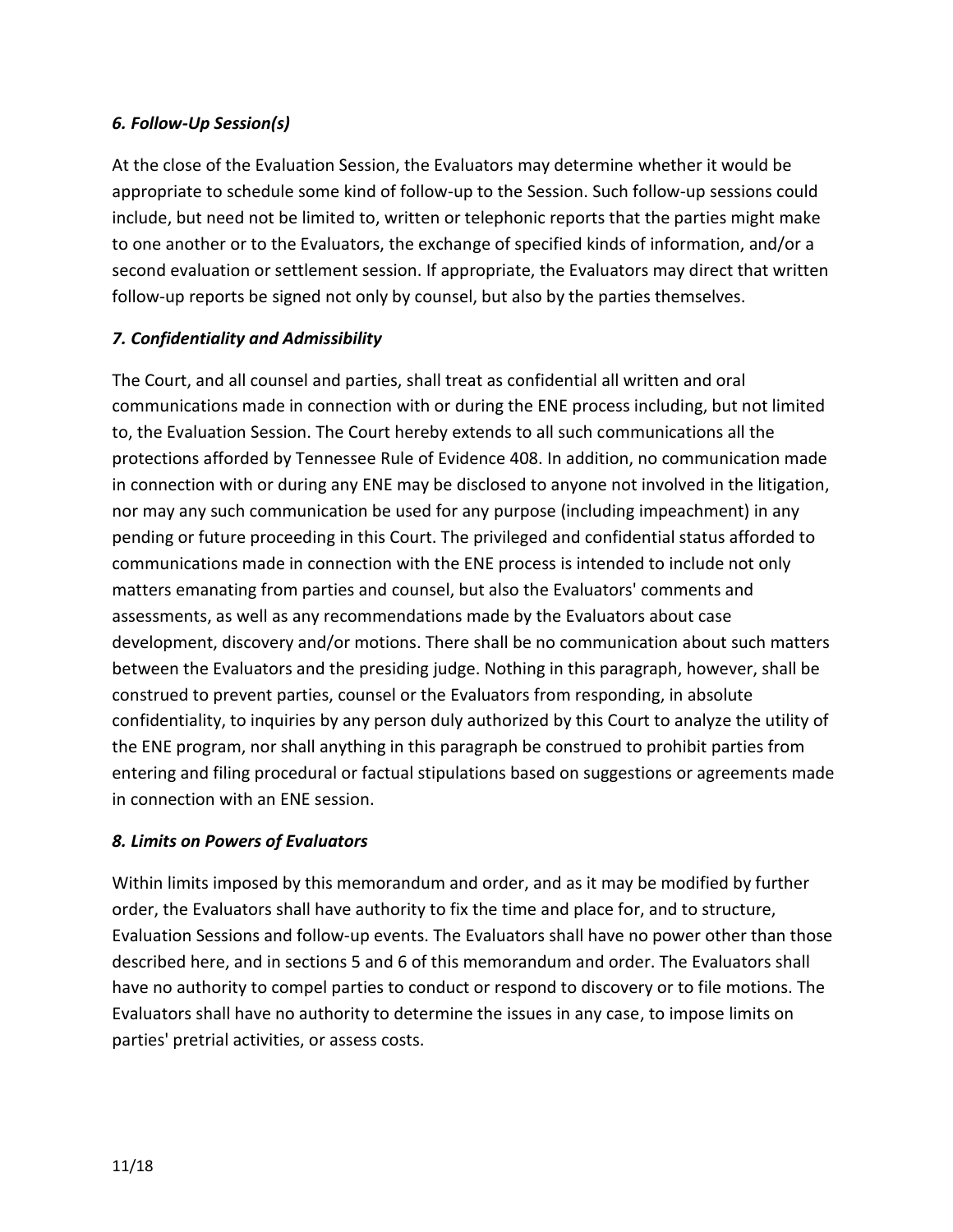### *6. Follow-Up Session(s)*

At the close of the Evaluation Session, the Evaluators may determine whether it would be appropriate to schedule some kind of follow-up to the Session. Such follow-up sessions could include, but need not be limited to, written or telephonic reports that the parties might make to one another or to the Evaluators, the exchange of specified kinds of information, and/or a second evaluation or settlement session. If appropriate, the Evaluators may direct that written follow-up reports be signed not only by counsel, but also by the parties themselves.

### *7. Confidentiality and Admissibility*

The Court, and all counsel and parties, shall treat as confidential all written and oral communications made in connection with or during the ENE process including, but not limited to, the Evaluation Session. The Court hereby extends to all such communications all the protections afforded by Tennessee Rule of Evidence 408. In addition, no communication made in connection with or during any ENE may be disclosed to anyone not involved in the litigation, nor may any such communication be used for any purpose (including impeachment) in any pending or future proceeding in this Court. The privileged and confidential status afforded to communications made in connection with the ENE process is intended to include not only matters emanating from parties and counsel, but also the Evaluators' comments and assessments, as well as any recommendations made by the Evaluators about case development, discovery and/or motions. There shall be no communication about such matters between the Evaluators and the presiding judge. Nothing in this paragraph, however, shall be construed to prevent parties, counsel or the Evaluators from responding, in absolute confidentiality, to inquiries by any person duly authorized by this Court to analyze the utility of the ENE program, nor shall anything in this paragraph be construed to prohibit parties from entering and filing procedural or factual stipulations based on suggestions or agreements made in connection with an ENE session.

### *8. Limits on Powers of Evaluators*

Within limits imposed by this memorandum and order, and as it may be modified by further order, the Evaluators shall have authority to fix the time and place for, and to structure, Evaluation Sessions and follow-up events. The Evaluators shall have no power other than those described here, and in sections 5 and 6 of this memorandum and order. The Evaluators shall have no authority to compel parties to conduct or respond to discovery or to file motions. The Evaluators shall have no authority to determine the issues in any case, to impose limits on parties' pretrial activities, or assess costs.

11/18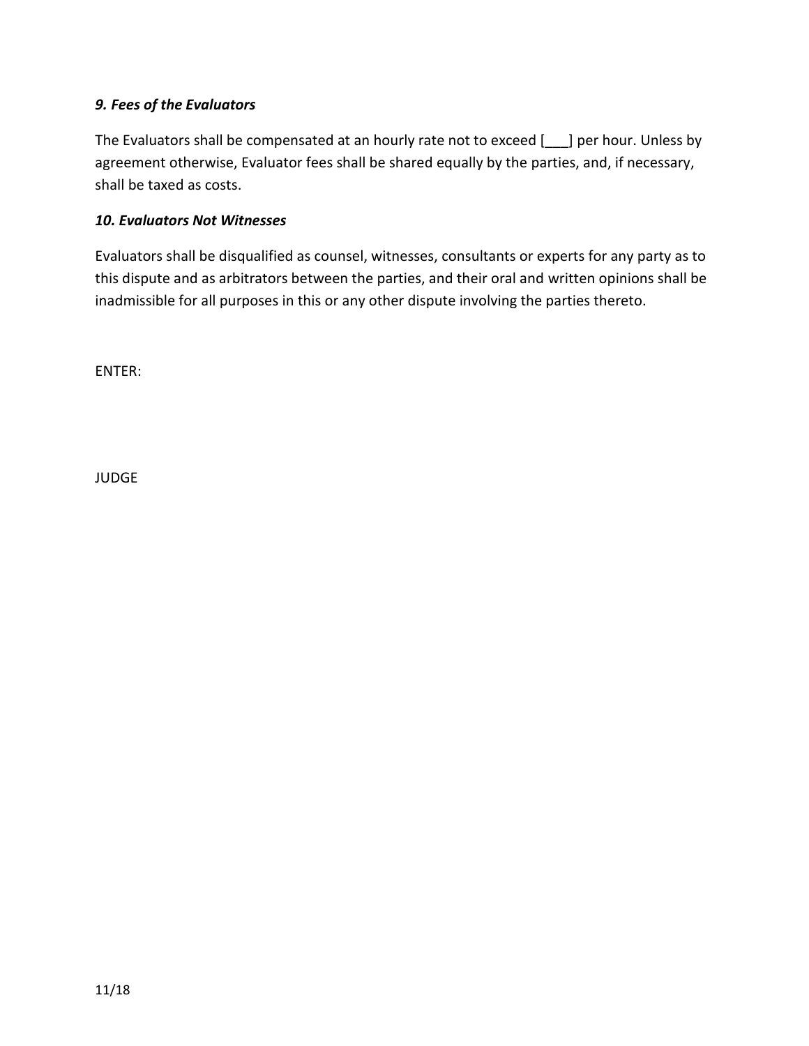### *9. Fees of the Evaluators*

The Evaluators shall be compensated at an hourly rate not to exceed [___] per hour. Unless by agreement otherwise, Evaluator fees shall be shared equally by the parties, and, if necessary, shall be taxed as costs.

### *10. Evaluators Not Witnesses*

Evaluators shall be disqualified as counsel, witnesses, consultants or experts for any party as to this dispute and as arbitrators between the parties, and their oral and written opinions shall be inadmissible for all purposes in this or any other dispute involving the parties thereto.

ENTER:

JUDGE

11/18